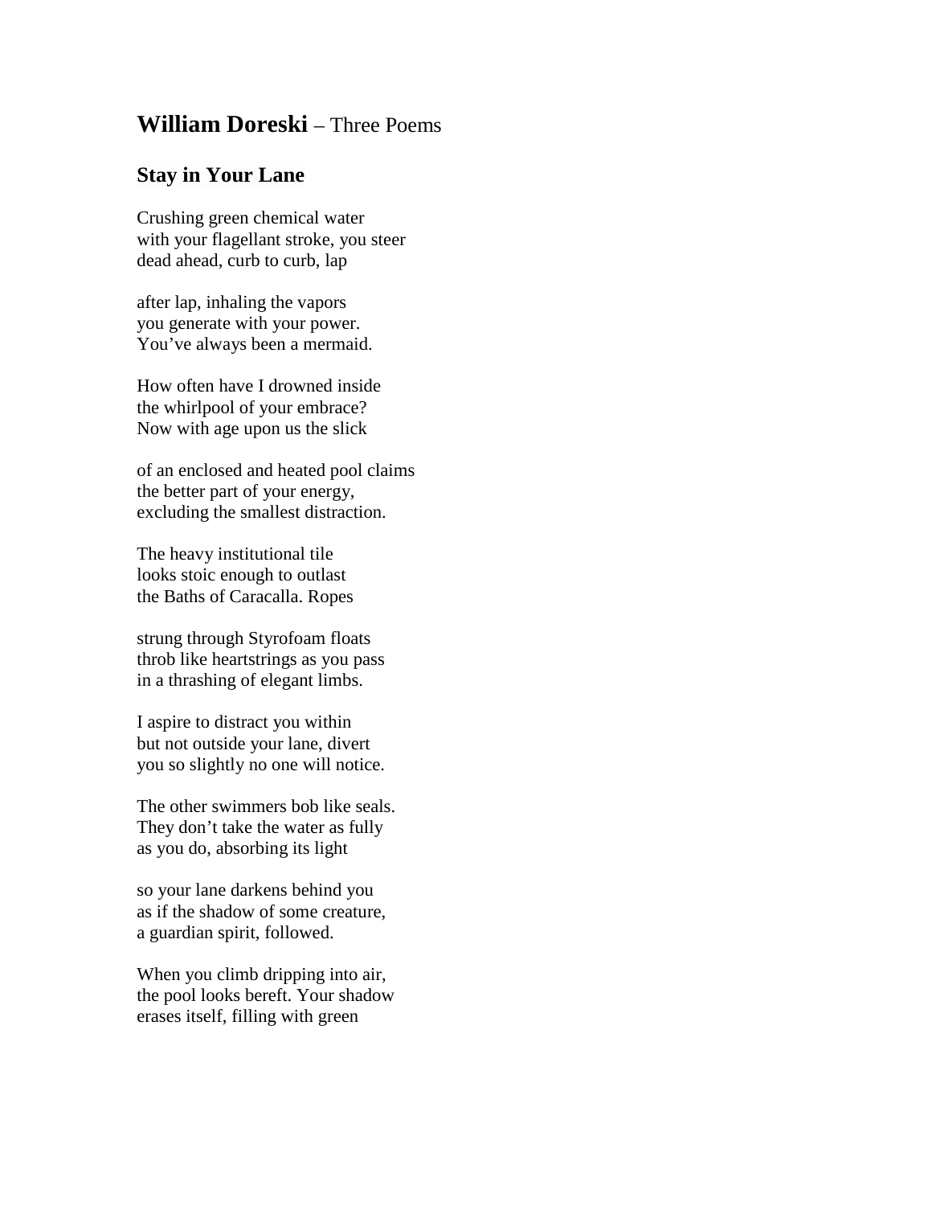# **William Doreski** – Three Poems

## Stay in Your Lane

Crushing green chemical water  
with your flagellant stroke, you steer  
dead ahead, curb to curb, lap

after lap, inhaling the vapors  
you generate with your power.  
You've always been a mermaid.

How often have I drowned inside  
the whirlpool of your embrace?  
Now with age upon us the slick

of an enclosed and heated pool claims  
the better part of your energy,  
excluding the smallest distraction.

The heavy institutional tile  
looks stoic enough to outlast  
the Baths of Caracalla. Ropes

strung through Styrofoam floats  
throb like heartstrings as you pass  
in a thrashing of elegant limbs.

I aspire to distract you within  
but not outside your lane, divert  
you so slightly no one will notice.

The other swimmers bob like seals.  
They don't take the water as fully  
as you do, absorbing its light

so your lane darkens behind you  
as if the shadow of some creature,  
a guardian spirit, followed.

When you climb dripping into air,  
the pool looks bereft. Your shadow  
erases itself, filling with green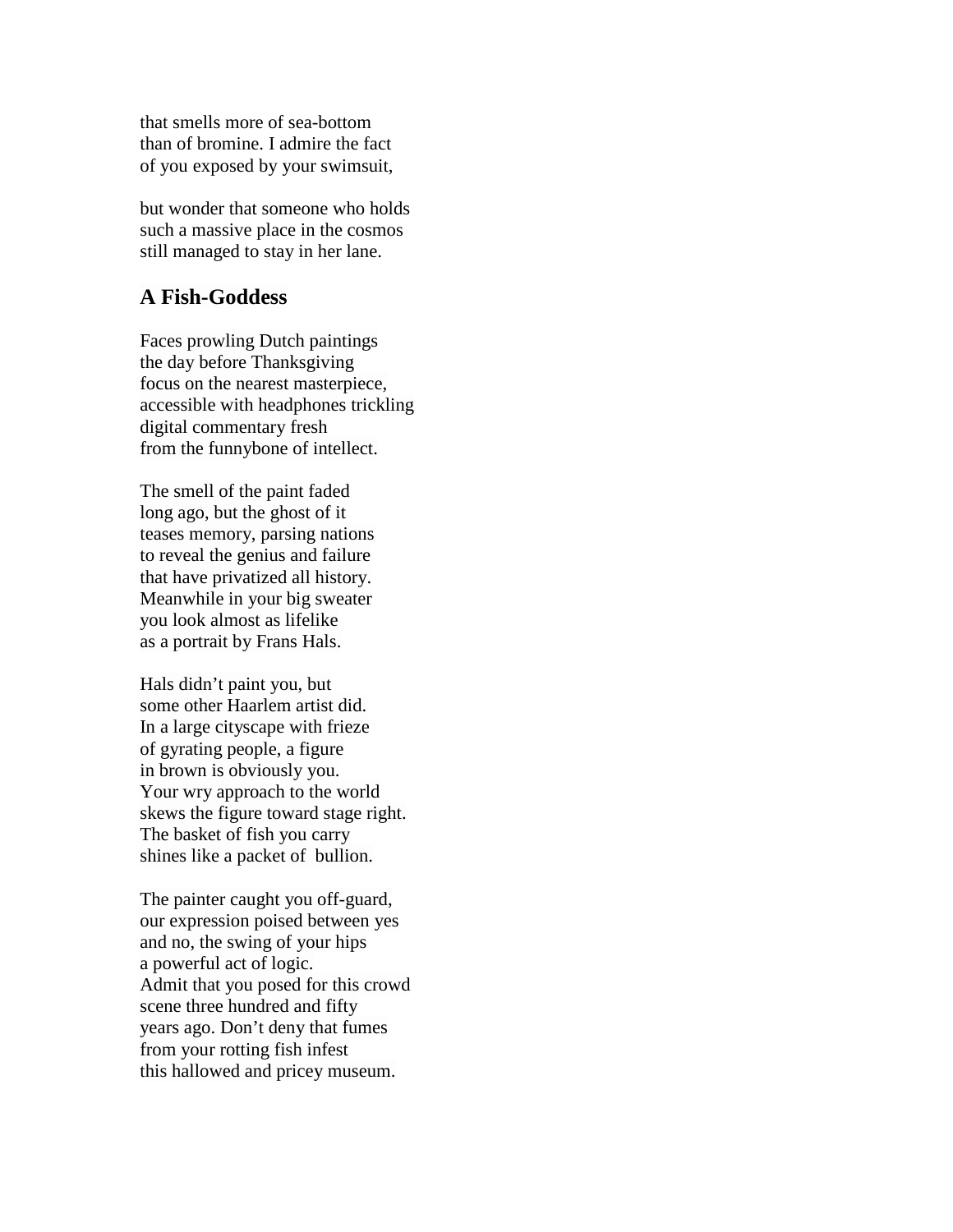that smells more of sea-bottom
than of bromine. I admire the fact
of you exposed by your swimsuit,

but wonder that someone who holds
such a massive place in the cosmos
still managed to stay in her lane.

### A Fish-Goddess

Faces prowling Dutch paintings
the day before Thanksgiving
focus on the nearest masterpiece,
accessible with headphones trickling
digital commentary fresh
from the funnybone of intellect.

The smell of the paint faded
long ago, but the ghost of it
teases memory, parsing nations
to reveal the genius and failure
that have privatized all history.
Meanwhile in your big sweater
you look almost as lifelike
as a portrait by Frans Hals.

Hals didn't paint you, but
some other Haarlem artist did.
In a large cityscape with frieze
of gyrating people, a figure
in brown is obviously you.
Your wry approach to the world
skews the figure toward stage right.
The basket of fish you carry
shines like a packet of  bullion.

The painter caught you off-guard,
our expression poised between yes
and no, the swing of your hips
a powerful act of logic.
Admit that you posed for this crowd
scene three hundred and fifty
years ago. Don't deny that fumes
from your rotting fish infest
this hallowed and pricey museum.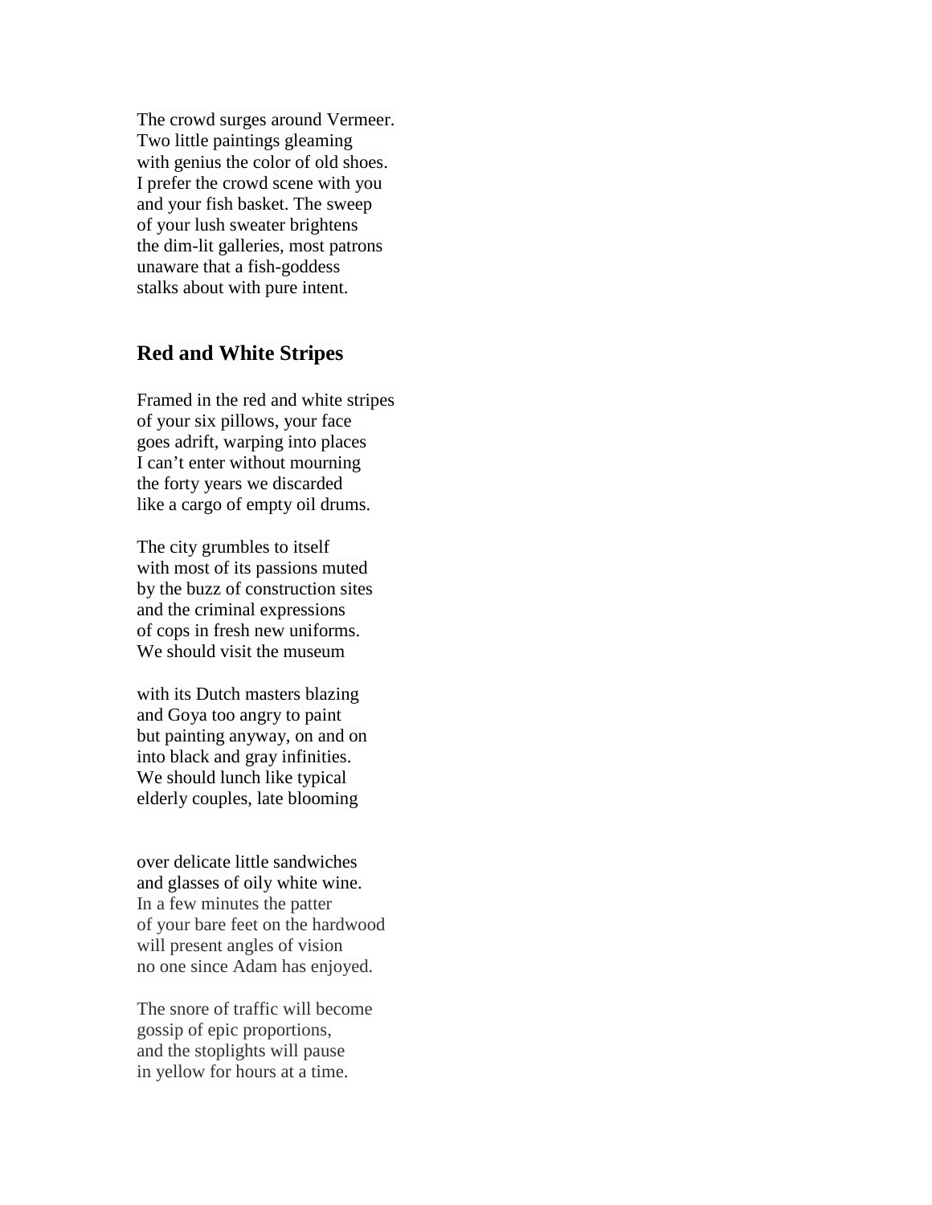The crowd surges around Vermeer.
Two little paintings gleaming
with genius the color of old shoes.
I prefer the crowd scene with you
and your fish basket. The sweep
of your lush sweater brightens
the dim-lit galleries, most patrons
unaware that a fish-goddess
stalks about with pure intent.

## Red and White Stripes

Framed in the red and white stripes
of your six pillows, your face
goes adrift, warping into places
I can't enter without mourning
the forty years we discarded
like a cargo of empty oil drums.

The city grumbles to itself
with most of its passions muted
by the buzz of construction sites
and the criminal expressions
of cops in fresh new uniforms.
We should visit the museum

with its Dutch masters blazing
and Goya too angry to paint
but painting anyway, on and on
into black and gray infinities.
We should lunch like typical
elderly couples, late blooming

over delicate little sandwiches
and glasses of oily white wine.
In a few minutes the patter
of your bare feet on the hardwood
will present angles of vision
no one since Adam has enjoyed.

The snore of traffic will become
gossip of epic proportions,
and the stoplights will pause
in yellow for hours at a time.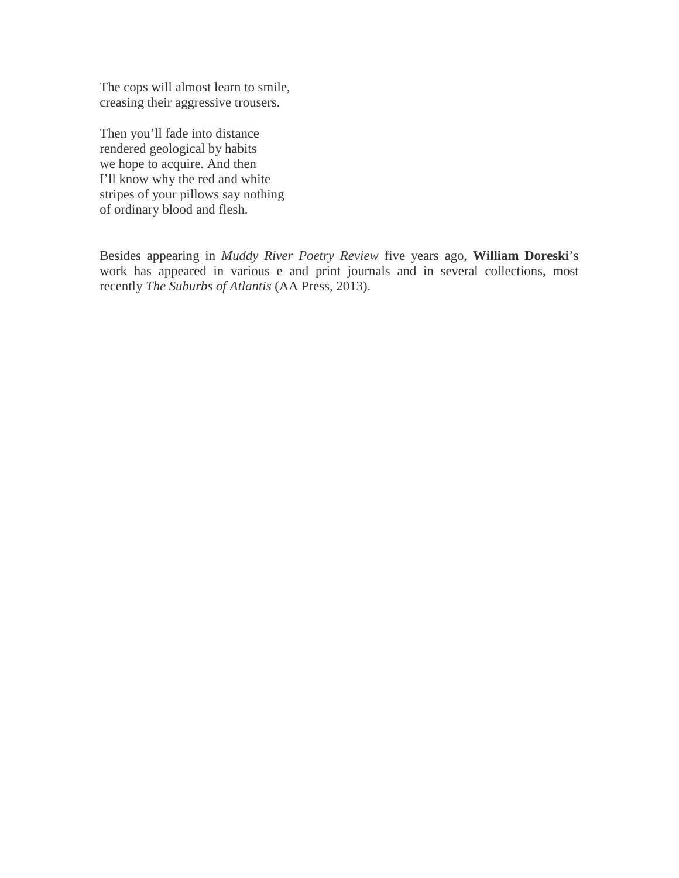The cops will almost learn to smile,  
creasing their aggressive trousers.

Then you'll fade into distance  
rendered geological by habits  
we hope to acquire. And then  
I'll know why the red and white  
stripes of your pillows say nothing  
of ordinary blood and flesh.

Besides appearing in *Muddy River Poetry Review* five years ago, **William Doreski**'s work has appeared in various e and print journals and in several collections, most recently *The Suburbs of Atlantis* (AA Press, 2013).